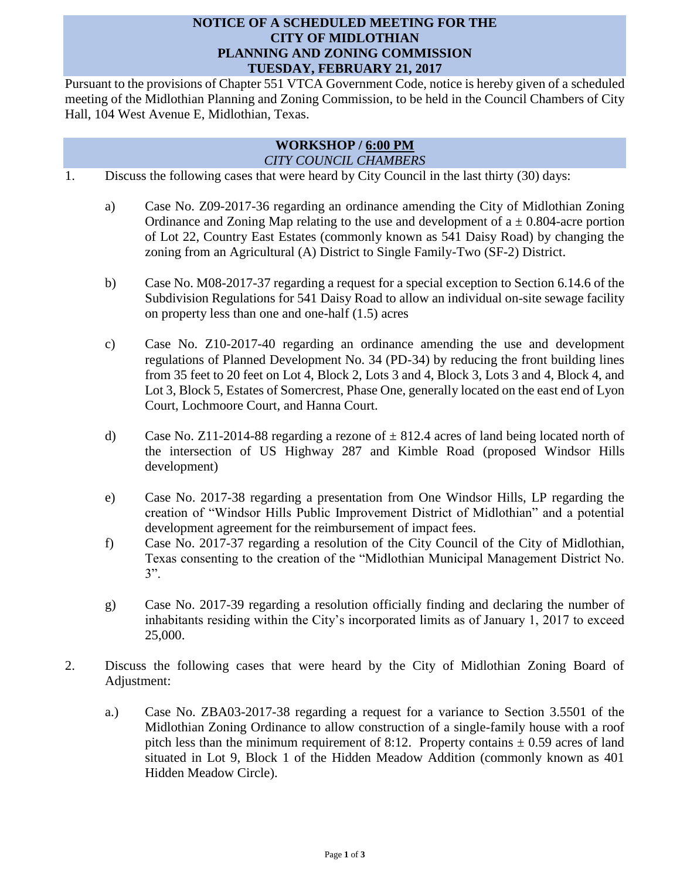# NOTICE OF A SCHEDULED MEETING FOR THE CITY OF MIDLOTHIAN PLANNING AND ZONING COMMISSION TUESDAY, FEBRUARY 21, 2017

Pursuant to the provisions of Chapter 551 VTCA Government Code, notice is hereby given of a scheduled meeting of the Midlothian Planning and Zoning Commission, to be held in the Council Chambers of City Hall, 104 West Avenue E, Midlothian, Texas.

## WORKSHOP / 6:00 PM

*CITY COUNCIL CHAMBERS*

1. Discuss the following cases that were heard by City Council in the last thirty (30) days:

   a) Case No. Z09-2017-36 regarding an ordinance amending the City of Midlothian Zoning Ordinance and Zoning Map relating to the use and development of a ± 0.804-acre portion of Lot 22, Country East Estates (commonly known as 541 Daisy Road) by changing the zoning from an Agricultural (A) District to Single Family-Two (SF-2) District.

   b) Case No. M08-2017-37 regarding a request for a special exception to Section 6.14.6 of the Subdivision Regulations for 541 Daisy Road to allow an individual on-site sewage facility on property less than one and one-half (1.5) acres

   c) Case No. Z10-2017-40 regarding an ordinance amending the use and development regulations of Planned Development No. 34 (PD-34) by reducing the front building lines from 35 feet to 20 feet on Lot 4, Block 2, Lots 3 and 4, Block 3, Lots 3 and 4, Block 4, and Lot 3, Block 5, Estates of Somercrest, Phase One, generally located on the east end of Lyon Court, Lochmoore Court, and Hanna Court.

   d) Case No. Z11-2014-88 regarding a rezone of ± 812.4 acres of land being located north of the intersection of US Highway 287 and Kimble Road (proposed Windsor Hills development)

   e) Case No. 2017-38 regarding a presentation from One Windsor Hills, LP regarding the creation of "Windsor Hills Public Improvement District of Midlothian" and a potential development agreement for the reimbursement of impact fees.

   f) Case No. 2017-37 regarding a resolution of the City Council of the City of Midlothian, Texas consenting to the creation of the "Midlothian Municipal Management District No. 3".

   g) Case No. 2017-39 regarding a resolution officially finding and declaring the number of inhabitants residing within the City's incorporated limits as of January 1, 2017 to exceed 25,000.

2. Discuss the following cases that were heard by the City of Midlothian Zoning Board of Adjustment:

   a.) Case No. ZBA03-2017-38 regarding a request for a variance to Section 3.5501 of the Midlothian Zoning Ordinance to allow construction of a single-family house with a roof pitch less than the minimum requirement of 8:12. Property contains ± 0.59 acres of land situated in Lot 9, Block 1 of the Hidden Meadow Addition (commonly known as 401 Hidden Meadow Circle).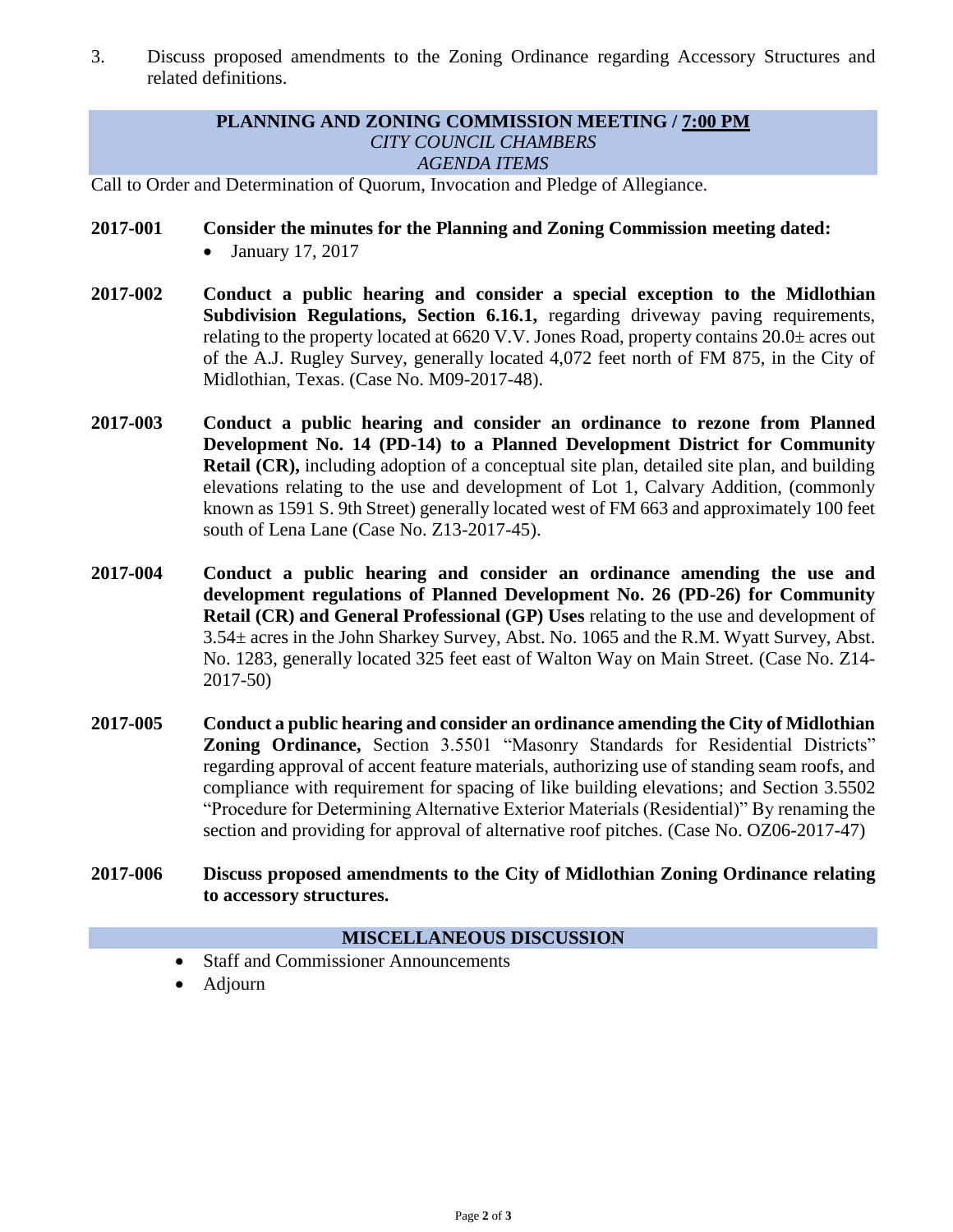3. Discuss proposed amendments to the Zoning Ordinance regarding Accessory Structures and related definitions.

## PLANNING AND ZONING COMMISSION MEETING / 7:00 PM
*CITY COUNCIL CHAMBERS*
*AGENDA ITEMS*

Call to Order and Determination of Quorum, Invocation and Pledge of Allegiance.

**2017-001** **Consider the minutes for the Planning and Zoning Commission meeting dated:**

- January 17, 2017

**2017-002** **Conduct a public hearing and consider a special exception to the Midlothian Subdivision Regulations, Section 6.16.1,** regarding driveway paving requirements, relating to the property located at 6620 V.V. Jones Road, property contains 20.0± acres out of the A.J. Rugley Survey, generally located 4,072 feet north of FM 875, in the City of Midlothian, Texas. (Case No. M09-2017-48).

**2017-003** **Conduct a public hearing and consider an ordinance to rezone from Planned Development No. 14 (PD-14) to a Planned Development District for Community Retail (CR),** including adoption of a conceptual site plan, detailed site plan, and building elevations relating to the use and development of Lot 1, Calvary Addition, (commonly known as 1591 S. 9th Street) generally located west of FM 663 and approximately 100 feet south of Lena Lane (Case No. Z13-2017-45).

**2017-004** **Conduct a public hearing and consider an ordinance amending the use and development regulations of Planned Development No. 26 (PD-26) for Community Retail (CR) and General Professional (GP) Uses** relating to the use and development of 3.54± acres in the John Sharkey Survey, Abst. No. 1065 and the R.M. Wyatt Survey, Abst. No. 1283, generally located 325 feet east of Walton Way on Main Street. (Case No. Z14-2017-50)

**2017-005** **Conduct a public hearing and consider an ordinance amending the City of Midlothian Zoning Ordinance,** Section 3.5501 "Masonry Standards for Residential Districts" regarding approval of accent feature materials, authorizing use of standing seam roofs, and compliance with requirement for spacing of like building elevations; and Section 3.5502 "Procedure for Determining Alternative Exterior Materials (Residential)" By renaming the section and providing for approval of alternative roof pitches. (Case No. OZ06-2017-47)

**2017-006** **Discuss proposed amendments to the City of Midlothian Zoning Ordinance relating to accessory structures.**

## MISCELLANEOUS DISCUSSION

- Staff and Commissioner Announcements
- Adjourn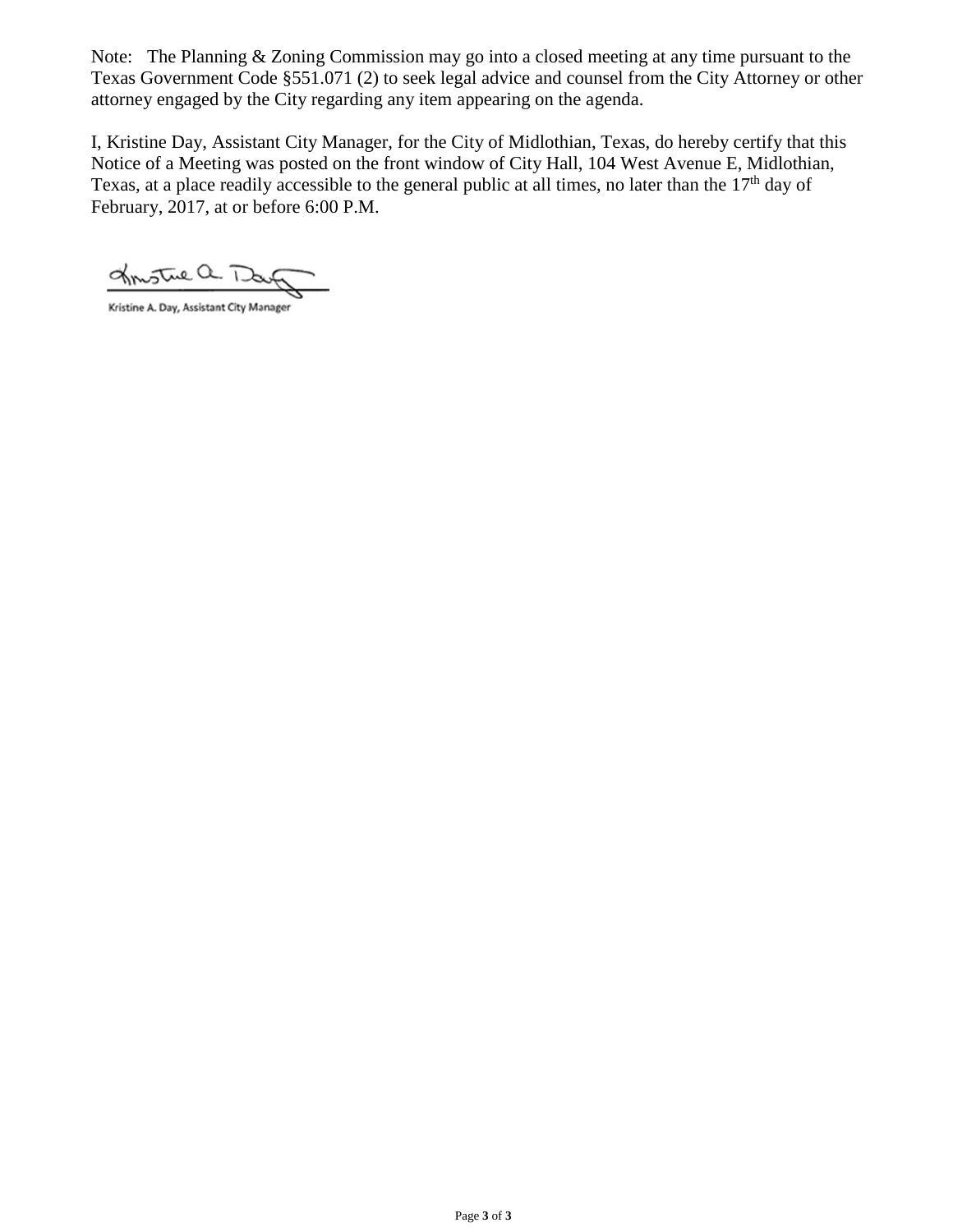Note: The Planning & Zoning Commission may go into a closed meeting at any time pursuant to the Texas Government Code §551.071 (2) to seek legal advice and counsel from the City Attorney or other attorney engaged by the City regarding any item appearing on the agenda.

I, Kristine Day, Assistant City Manager, for the City of Midlothian, Texas, do hereby certify that this Notice of a Meeting was posted on the front window of City Hall, 104 West Avenue E, Midlothian, Texas, at a place readily accessible to the general public at all times, no later than the 17th day of February, 2017, at or before 6:00 P.M.

Kristine A. Day, Assistant City Manager